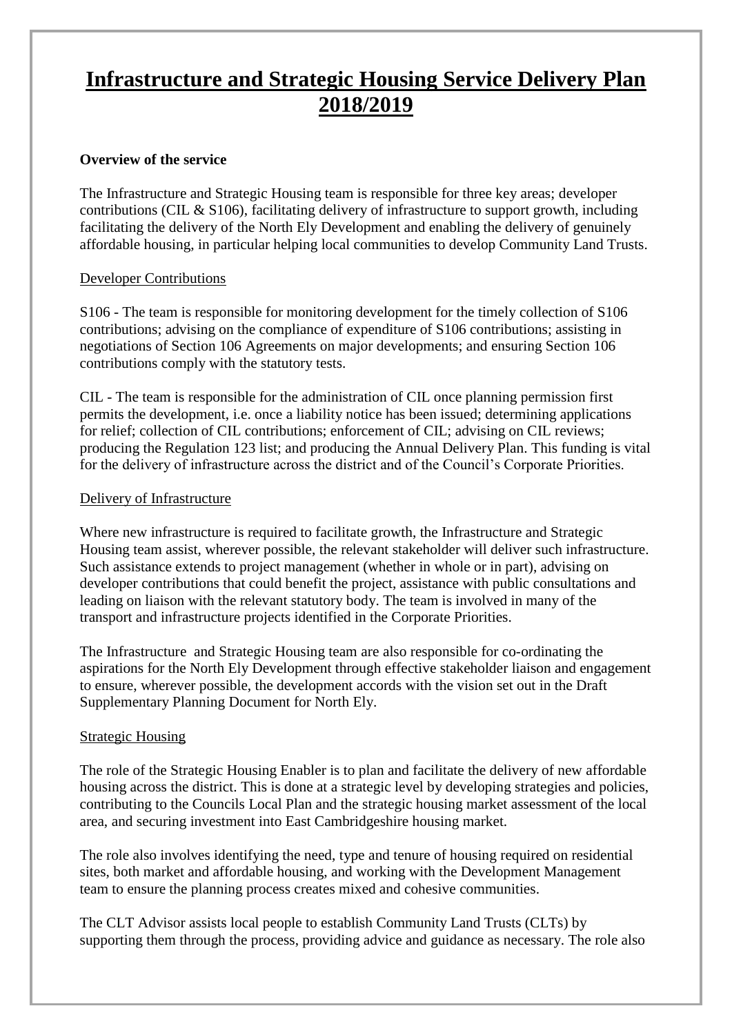# Infrastructure and Strategic Housing Service Delivery Plan 2018/2019

**Overview of the service**

The Infrastructure and Strategic Housing team is responsible for three key areas; developer contributions (CIL & S106), facilitating delivery of infrastructure to support growth, including facilitating the delivery of the North Ely Development and enabling the delivery of genuinely affordable housing, in particular helping local communities to develop Community Land Trusts.

Developer Contributions

S106 - The team is responsible for monitoring development for the timely collection of S106 contributions; advising on the compliance of expenditure of S106 contributions; assisting in negotiations of Section 106 Agreements on major developments; and ensuring Section 106 contributions comply with the statutory tests.

CIL - The team is responsible for the administration of CIL once planning permission first permits the development, i.e. once a liability notice has been issued; determining applications for relief; collection of CIL contributions; enforcement of CIL; advising on CIL reviews; producing the Regulation 123 list; and producing the Annual Delivery Plan. This funding is vital for the delivery of infrastructure across the district and of the Council's Corporate Priorities.

Delivery of Infrastructure

Where new infrastructure is required to facilitate growth, the Infrastructure and Strategic Housing team assist, wherever possible, the relevant stakeholder will deliver such infrastructure. Such assistance extends to project management (whether in whole or in part), advising on developer contributions that could benefit the project, assistance with public consultations and leading on liaison with the relevant statutory body. The team is involved in many of the transport and infrastructure projects identified in the Corporate Priorities.

The Infrastructure and Strategic Housing team are also responsible for co-ordinating the aspirations for the North Ely Development through effective stakeholder liaison and engagement to ensure, wherever possible, the development accords with the vision set out in the Draft Supplementary Planning Document for North Ely.

Strategic Housing

The role of the Strategic Housing Enabler is to plan and facilitate the delivery of new affordable housing across the district. This is done at a strategic level by developing strategies and policies, contributing to the Councils Local Plan and the strategic housing market assessment of the local area, and securing investment into East Cambridgeshire housing market.

The role also involves identifying the need, type and tenure of housing required on residential sites, both market and affordable housing, and working with the Development Management team to ensure the planning process creates mixed and cohesive communities.

The CLT Advisor assists local people to establish Community Land Trusts (CLTs) by supporting them through the process, providing advice and guidance as necessary. The role also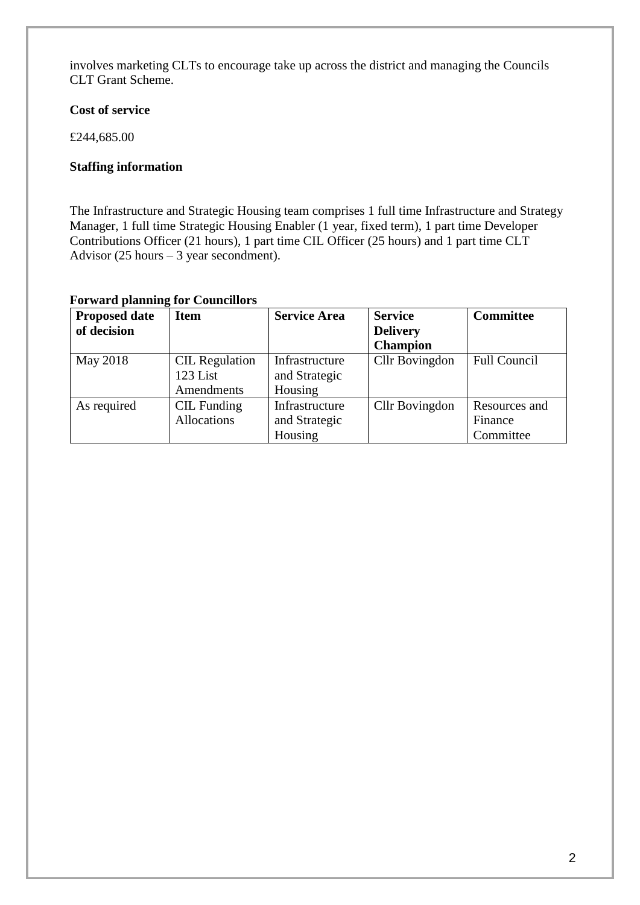involves marketing CLTs to encourage take up across the district and managing the Councils CLT Grant Scheme.

**Cost of service**

£244,685.00

**Staffing information**

The Infrastructure and Strategic Housing team comprises 1 full time Infrastructure and Strategy Manager, 1 full time Strategic Housing Enabler (1 year, fixed term), 1 part time Developer Contributions Officer (21 hours), 1 part time CIL Officer (25 hours) and 1 part time CLT Advisor (25 hours – 3 year secondment).

**Forward planning for Councillors**

| Proposed date of decision | Item | Service Area | Service Delivery Champion | Committee |
|---|---|---|---|---|
| May 2018 | CIL Regulation 123 List Amendments | Infrastructure and Strategic Housing | Cllr Bovingdon | Full Council |
| As required | CIL Funding Allocations | Infrastructure and Strategic Housing | Cllr Bovingdon | Resources and Finance Committee |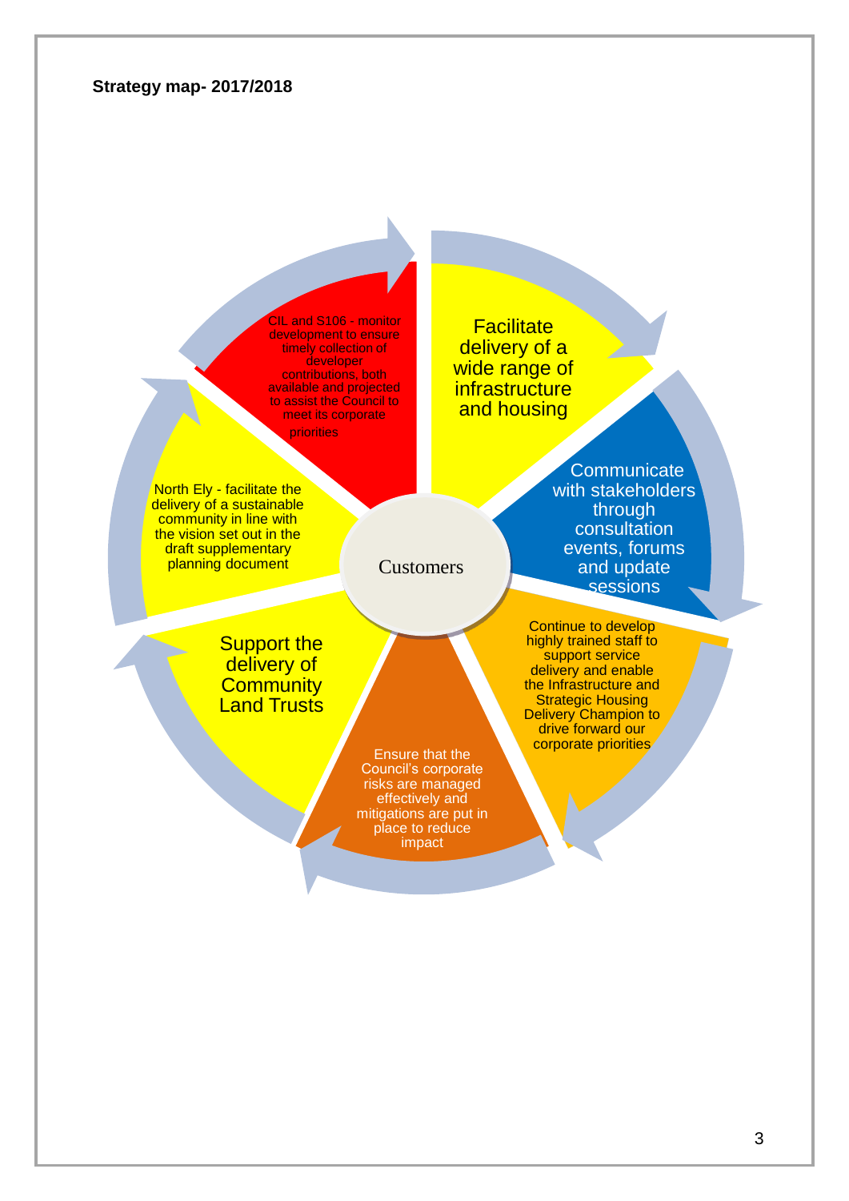**Strategy map- 2017/2018**

Customers

- Facilitate delivery of a wide range of infrastructure and housing
- Communicate with stakeholders through consultation events, forums and update sessions
- Continue to develop highly trained staff to support service delivery and enable the Infrastructure and Strategic Housing Delivery Champion to drive forward our corporate priorities
- Ensure that the Council's corporate risks are managed effectively and mitigations are put in place to reduce impact
- Support the delivery of Community Land Trusts
- North Ely - facilitate the delivery of a sustainable community in line with the vision set out in the draft supplementary planning document
- CIL and S106 - monitor development to ensure timely collection of developer contributions, both available and projected to assist the Council to meet its corporate priorities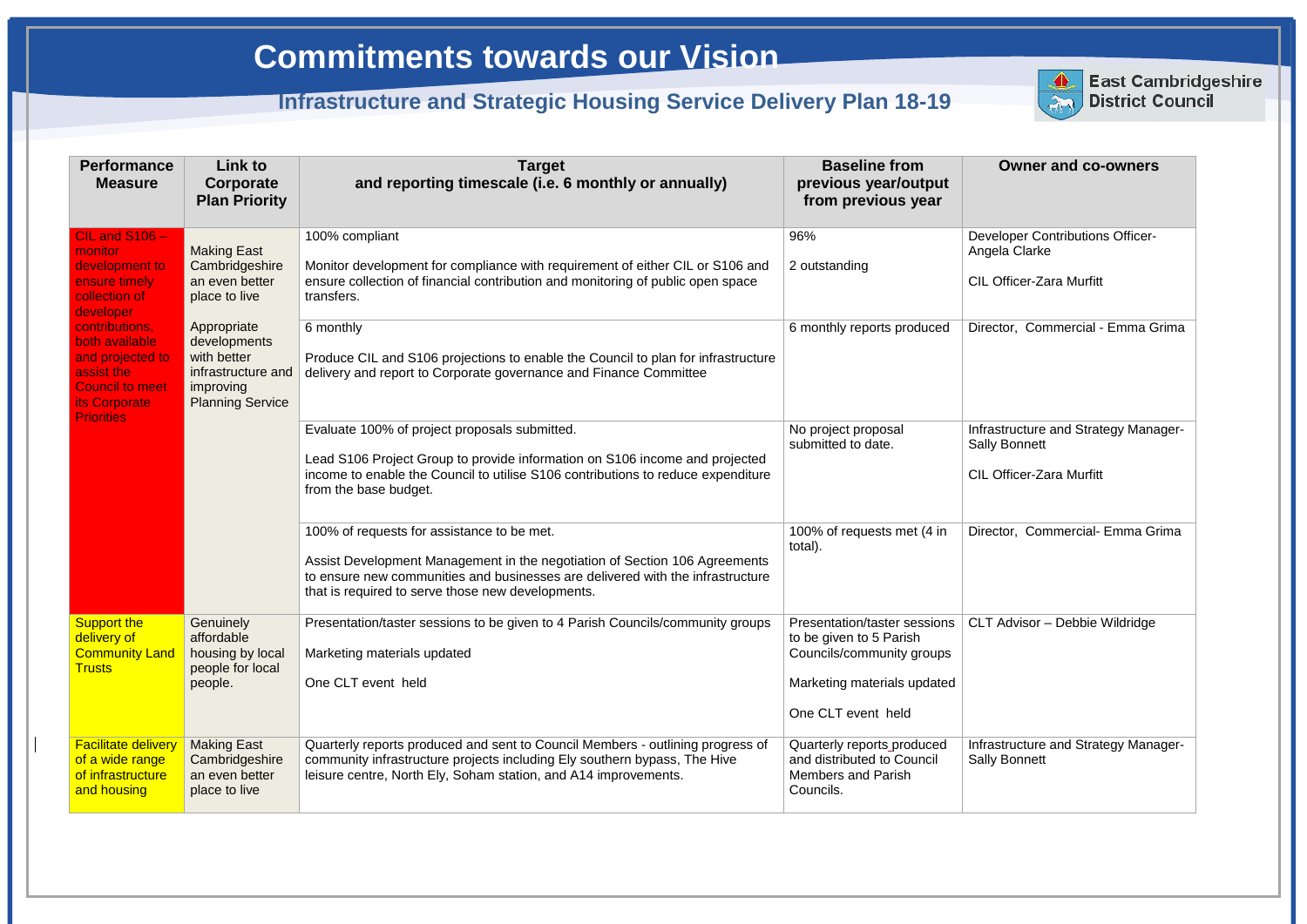# Commitments towards our Vision

## Infrastructure and Strategic Housing Service Delivery Plan 18-19

East Cambridgeshire District Council

| Performance Measure | Link to Corporate Plan Priority | Target and reporting timescale (i.e. 6 monthly or annually) | Baseline from previous year/output from previous year | Owner and co-owners |
|---|---|---|---|---|
| CIL and S106 – monitor development to ensure timely collection of developer contributions, both available and projected to assist the Council to meet its Corporate Priorities | Making East Cambridgeshire an even better place to live<br><br>Appropriate developments with better infrastructure and improving Planning Service | 100% compliant<br><br>Monitor development for compliance with requirement of either CIL or S106 and ensure collection of financial contribution and monitoring of public open space transfers. | 96%<br><br>2 outstanding | Developer Contributions Officer-Angela Clarke<br><br>CIL Officer-Zara Murfitt |
| | | 6 monthly<br><br>Produce CIL and S106 projections to enable the Council to plan for infrastructure delivery and report to Corporate governance and Finance Committee | 6 monthly reports produced | Director, Commercial - Emma Grima |
| | | Evaluate 100% of project proposals submitted.<br><br>Lead S106 Project Group to provide information on S106 income and projected income to enable the Council to utilise S106 contributions to reduce expenditure from the base budget. | No project proposal submitted to date. | Infrastructure and Strategy Manager- Sally Bonnett<br><br>CIL Officer-Zara Murfitt |
| | | 100% of requests for assistance to be met.<br><br>Assist Development Management in the negotiation of Section 106 Agreements to ensure new communities and businesses are delivered with the infrastructure that is required to serve those new developments. | 100% of requests met (4 in total). | Director, Commercial- Emma Grima |
| Support the delivery of Community Land Trusts | Genuinely affordable housing by local people for local people. | Presentation/taster sessions to be given to 4 Parish Councils/community groups<br><br>Marketing materials updated<br><br>One CLT event held | Presentation/taster sessions to be given to 5 Parish Councils/community groups<br><br>Marketing materials updated<br><br>One CLT event held | CLT Advisor – Debbie Wildridge |
| Facilitate delivery of a wide range of infrastructure and housing | Making East Cambridgeshire an even better place to live | Quarterly reports produced and sent to Council Members - outlining progress of community infrastructure projects including Ely southern bypass, The Hive leisure centre, North Ely, Soham station, and A14 improvements. | Quarterly reports produced and distributed to Council Members and Parish Councils. | Infrastructure and Strategy Manager- Sally Bonnett |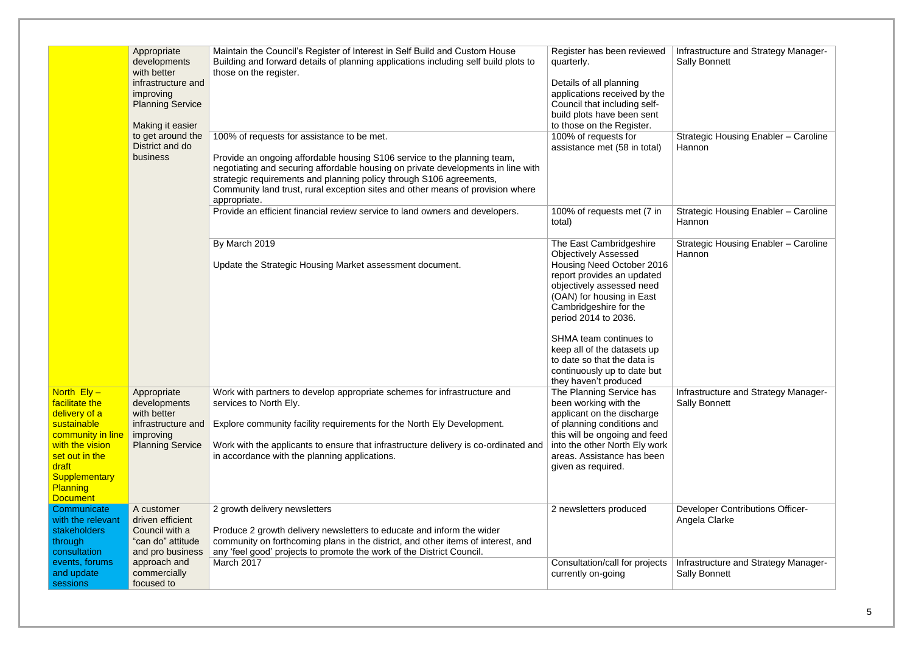| | | | | |
|---|---|---|---|---|
| | Appropriate developments with better infrastructure and improving Planning Service<br><br>Making it easier to get around the District and do business | Maintain the Council's Register of Interest in Self Build and Custom House Building and forward details of planning applications including self build plots to those on the register. | Register has been reviewed quarterly.<br><br>Details of all planning applications received by the Council that including self-build plots have been sent to those on the Register. | Infrastructure and Strategy Manager- Sally Bonnett |
| | | 100% of requests for assistance to be met.<br><br>Provide an ongoing affordable housing S106 service to the planning team, negotiating and securing affordable housing on private developments in line with strategic requirements and planning policy through S106 agreements, Community land trust, rural exception sites and other means of provision where appropriate. | 100% of requests for assistance met (58 in total) | Strategic Housing Enabler – Caroline Hannon |
| | | Provide an efficient financial review service to land owners and developers. | 100% of requests met (7 in total) | Strategic Housing Enabler – Caroline Hannon |
| | | By March 2019<br><br>Update the Strategic Housing Market assessment document. | The East Cambridgeshire Objectively Assessed Housing Need October 2016 report provides an updated objectively assessed need (OAN) for housing in East Cambridgeshire for the period 2014 to 2036.<br><br>SHMA team continues to keep all of the datasets up to date so that the data is continuously up to date but they haven't produced | Strategic Housing Enabler – Caroline Hannon |
| North Ely – facilitate the delivery of a sustainable community in line with the vision set out in the draft Supplementary Planning Document | Appropriate developments with better infrastructure and improving Planning Service | Work with partners to develop appropriate schemes for infrastructure and services to North Ely.<br><br>Explore community facility requirements for the North Ely Development.<br><br>Work with the applicants to ensure that infrastructure delivery is co-ordinated and in accordance with the planning applications. | The Planning Service has been working with the applicant on the discharge of planning conditions and this will be ongoing and feed into the other North Ely work areas. Assistance has been given as required. | Infrastructure and Strategy Manager- Sally Bonnett |
| Communicate with the relevant stakeholders through consultation events, forums and update sessions | A customer driven efficient Council with a "can do" attitude and pro business approach and commercially focused to | 2 growth delivery newsletters<br><br>Produce 2 growth delivery newsletters to educate and inform the wider community on forthcoming plans in the district, and other items of interest, and any 'feel good' projects to promote the work of the District Council. | 2 newsletters produced | Developer Contributions Officer- Angela Clarke |
| | | March 2017 | Consultation/call for projects currently on-going | Infrastructure and Strategy Manager- Sally Bonnett |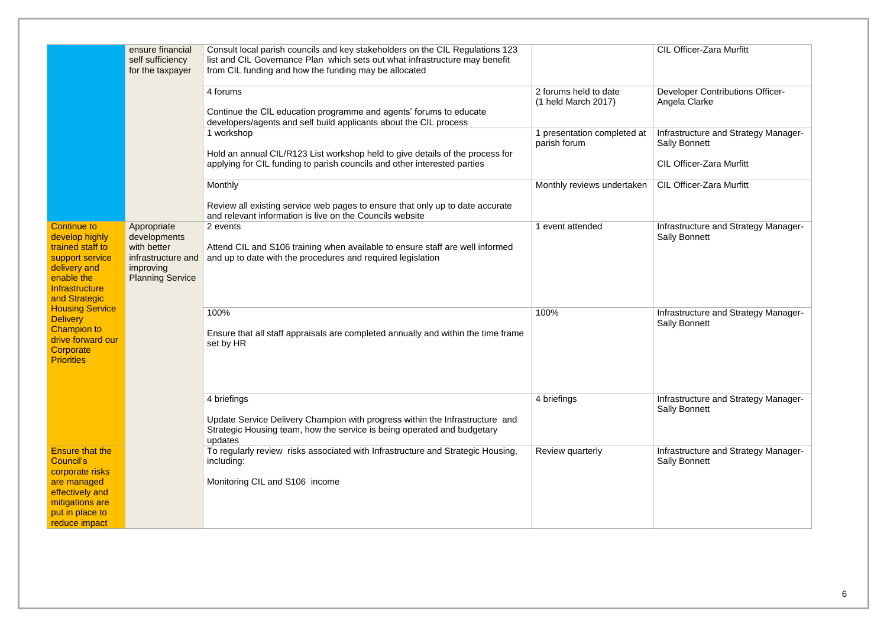| | | | | |
|---|---|---|---|---|
| | ensure financial self sufficiency for the taxpayer | Consult local parish councils and key stakeholders on the CIL Regulations 123 list and CIL Governance Plan which sets out what infrastructure may benefit from CIL funding and how the funding may be allocated | | CIL Officer-Zara Murfitt |
| | | 4 forums<br><br>Continue the CIL education programme and agents' forums to educate developers/agents and self build applicants about the CIL process | 2 forums held to date (1 held March 2017) | Developer Contributions Officer-Angela Clarke |
| | | 1 workshop<br><br>Hold an annual CIL/R123 List workshop held to give details of the process for applying for CIL funding to parish councils and other interested parties | 1 presentation completed at parish forum | Infrastructure and Strategy Manager-Sally Bonnett<br><br>CIL Officer-Zara Murfitt |
| | | Monthly<br><br>Review all existing service web pages to ensure that only up to date accurate and relevant information is live on the Councils website | Monthly reviews undertaken | CIL Officer-Zara Murfitt |
| Continue to develop highly trained staff to support service delivery and enable the Infrastructure and Strategic Housing Service Delivery Champion to drive forward our Corporate Priorities | Appropriate developments with better infrastructure and improving Planning Service | 2 events<br><br>Attend CIL and S106 training when available to ensure staff are well informed and up to date with the procedures and required legislation | 1 event attended | Infrastructure and Strategy Manager-Sally Bonnett |
| | | 100%<br><br>Ensure that all staff appraisals are completed annually and within the time frame set by HR | 100% | Infrastructure and Strategy Manager-Sally Bonnett |
| | | 4 briefings<br><br>Update Service Delivery Champion with progress within the Infrastructure and Strategic Housing team, how the service is being operated and budgetary updates | 4 briefings | Infrastructure and Strategy Manager-Sally Bonnett |
| Ensure that the Council's corporate risks are managed effectively and mitigations are put in place to reduce impact | | To regularly review risks associated with Infrastructure and Strategic Housing, including:<br><br>Monitoring CIL and S106 income | Review quarterly | Infrastructure and Strategy Manager-Sally Bonnett |